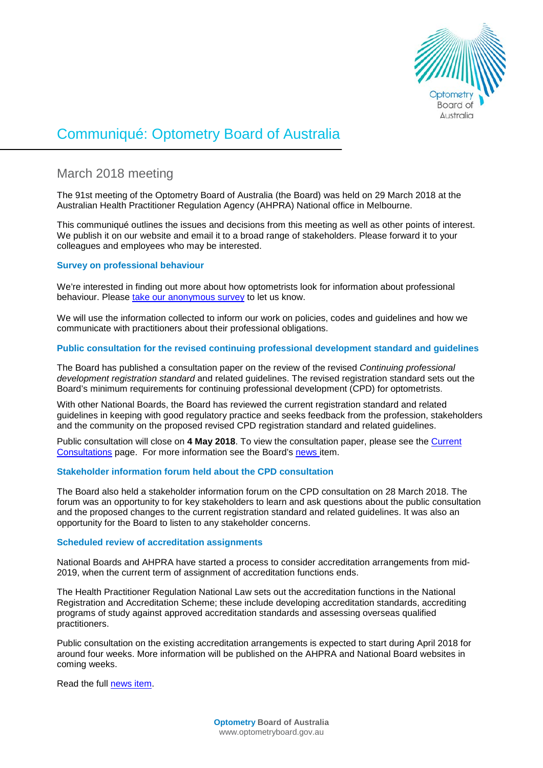# Communiqué: Optometry Board of Australia

## March 2018 meeting

The 91st meeting of the Optometry Board of Australia (the Board) was held on 29 March 2018 at the Australian Health Practitioner Regulation Agency (AHPRA) National office in Melbourne.

This communiqué outlines the issues and decisions from this meeting as well as other points of interest. We publish it on our website and email it to a broad range of stakeholders. Please forward it to your colleagues and employees who may be interested.

### Survey on professional behaviour

We're interested in finding out more about how optometrists look for information about professional behaviour. Please [take our anonymous survey]() to let us know.

We will use the information collected to inform our work on policies, codes and guidelines and how we communicate with practitioners about their professional obligations.

### Public consultation for the revised continuing professional development standard and guidelines

The Board has published a consultation paper on the review of the revised *Continuing professional development registration standard* and related guidelines. The revised registration standard sets out the Board's minimum requirements for continuing professional development (CPD) for optometrists.

With other National Boards, the Board has reviewed the current registration standard and related guidelines in keeping with good regulatory practice and seeks feedback from the profession, stakeholders and the community on the proposed revised CPD registration standard and related guidelines.

Public consultation will close on **4 May 2018**. To view the consultation paper, please see the [Current Consultations]() page. For more information see the Board's [news]() item.

### Stakeholder information forum held about the CPD consultation

The Board also held a stakeholder information forum on the CPD consultation on 28 March 2018. The forum was an opportunity to for key stakeholders to learn and ask questions about the public consultation and the proposed changes to the current registration standard and related guidelines. It was also an opportunity for the Board to listen to any stakeholder concerns.

### Scheduled review of accreditation assignments

National Boards and AHPRA have started a process to consider accreditation arrangements from mid-2019, when the current term of assignment of accreditation functions ends.

The Health Practitioner Regulation National Law sets out the accreditation functions in the National Registration and Accreditation Scheme; these include developing accreditation standards, accrediting programs of study against approved accreditation standards and assessing overseas qualified practitioners.

Public consultation on the existing accreditation arrangements is expected to start during April 2018 for around four weeks. More information will be published on the AHPRA and National Board websites in coming weeks.

Read the full [news item]().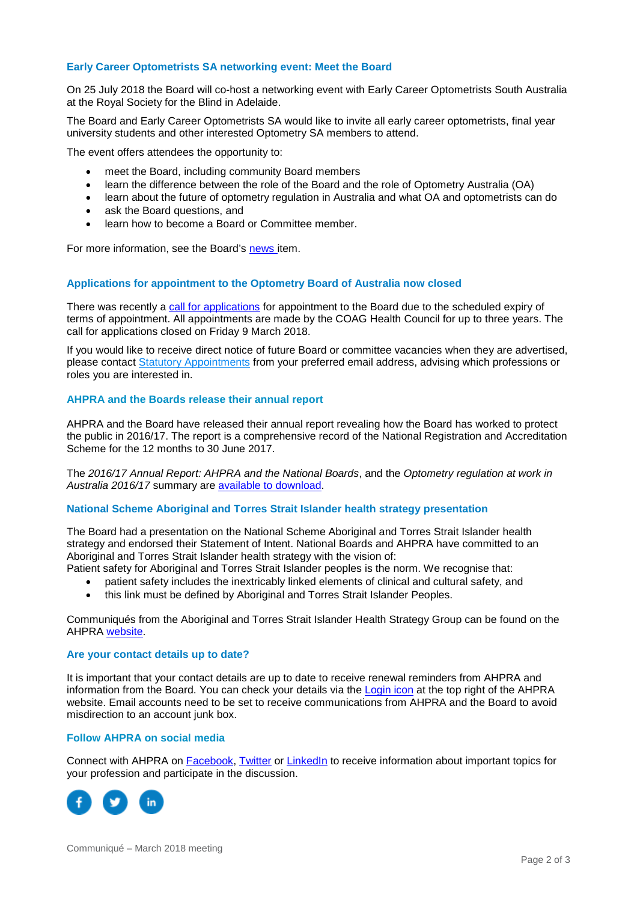### Early Career Optometrists SA networking event: Meet the Board

On 25 July 2018 the Board will co-host a networking event with Early Career Optometrists South Australia at the Royal Society for the Blind in Adelaide.

The Board and Early Career Optometrists SA would like to invite all early career optometrists, final year university students and other interested Optometry SA members to attend.

The event offers attendees the opportunity to:

- meet the Board, including community Board members
- learn the difference between the role of the Board and the role of Optometry Australia (OA)
- learn about the future of optometry regulation in Australia and what OA and optometrists can do
- ask the Board questions, and
- learn how to become a Board or Committee member.

For more information, see the Board's news item.

### Applications for appointment to the Optometry Board of Australia now closed

There was recently a call for applications for appointment to the Board due to the scheduled expiry of terms of appointment. All appointments are made by the COAG Health Council for up to three years. The call for applications closed on Friday 9 March 2018.

If you would like to receive direct notice of future Board or committee vacancies when they are advertised, please contact Statutory Appointments from your preferred email address, advising which professions or roles you are interested in.

### AHPRA and the Boards release their annual report

AHPRA and the Board have released their annual report revealing how the Board has worked to protect the public in 2016/17. The report is a comprehensive record of the National Registration and Accreditation Scheme for the 12 months to 30 June 2017.

The *2016/17 Annual Report: AHPRA and the National Boards*, and the *Optometry regulation at work in Australia 2016/17* summary are available to download.

### National Scheme Aboriginal and Torres Strait Islander health strategy presentation

The Board had a presentation on the National Scheme Aboriginal and Torres Strait Islander health strategy and endorsed their Statement of Intent. National Boards and AHPRA have committed to an Aboriginal and Torres Strait Islander health strategy with the vision of:
Patient safety for Aboriginal and Torres Strait Islander peoples is the norm. We recognise that:

- patient safety includes the inextricably linked elements of clinical and cultural safety, and
- this link must be defined by Aboriginal and Torres Strait Islander Peoples.

Communiqués from the Aboriginal and Torres Strait Islander Health Strategy Group can be found on the AHPRA website.

### Are your contact details up to date?

It is important that your contact details are up to date to receive renewal reminders from AHPRA and information from the Board. You can check your details via the Login icon at the top right of the AHPRA website. Email accounts need to be set to receive communications from AHPRA and the Board to avoid misdirection to an account junk box.

### Follow AHPRA on social media

Connect with AHPRA on Facebook, Twitter or LinkedIn to receive information about important topics for your profession and participate in the discussion.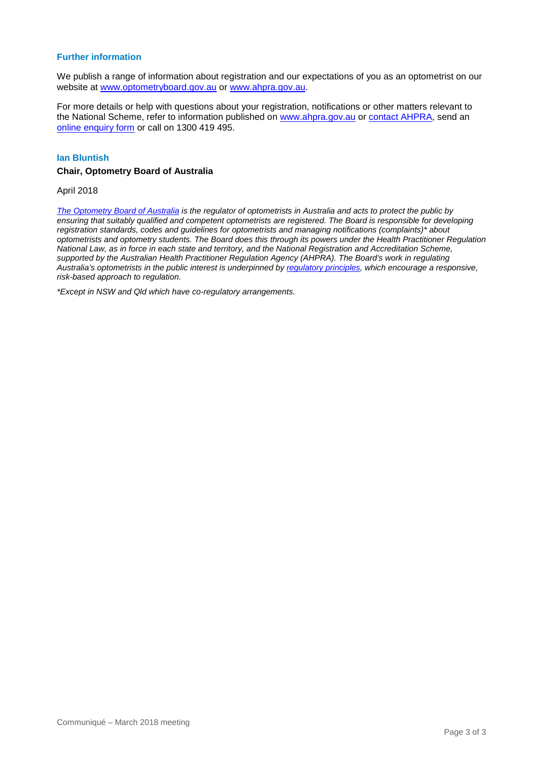## Further information

We publish a range of information about registration and our expectations of you as an optometrist on our website at [www.optometryboard.gov.au](http://www.optometryboard.gov.au) or [www.ahpra.gov.au](http://www.ahpra.gov.au).

For more details or help with questions about your registration, notifications or other matters relevant to the National Scheme, refer to information published on [www.ahpra.gov.au](http://www.ahpra.gov.au) or [contact AHPRA](), send an [online enquiry form]() or call on 1300 419 495.

## Ian Bluntish

**Chair, Optometry Board of Australia**

April 2018

*[The Optometry Board of Australia]() is the regulator of optometrists in Australia and acts to protect the public by ensuring that suitably qualified and competent optometrists are registered. The Board is responsible for developing registration standards, codes and guidelines for optometrists and managing notifications (complaints)\* about optometrists and optometry students. The Board does this through its powers under the Health Practitioner Regulation National Law, as in force in each state and territory, and the National Registration and Accreditation Scheme, supported by the Australian Health Practitioner Regulation Agency (AHPRA). The Board's work in regulating Australia's optometrists in the public interest is underpinned by [regulatory principles](), which encourage a responsive, risk-based approach to regulation.*

*\*Except in NSW and Qld which have co-regulatory arrangements.*

Communiqué – March 2018 meeting